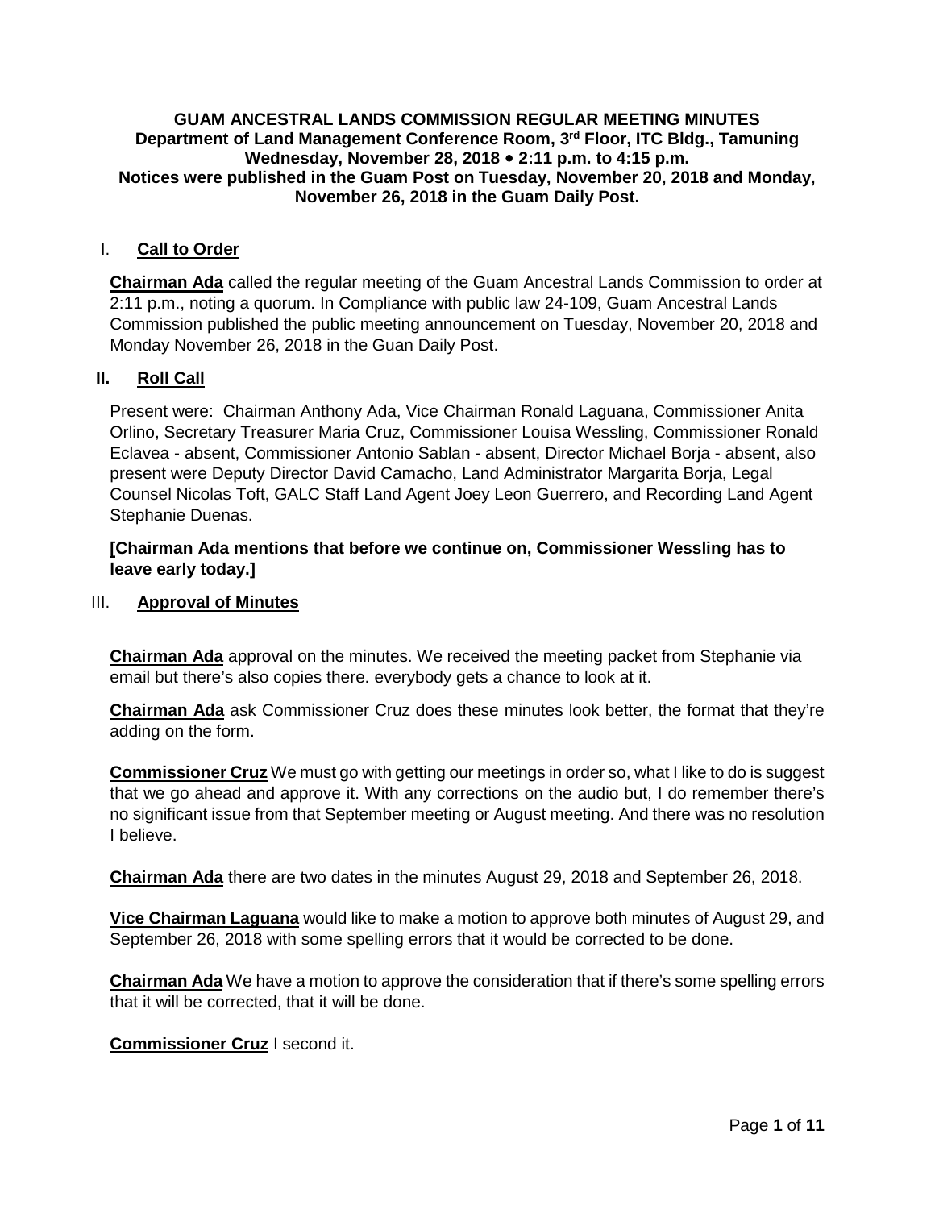**GUAM ANCESTRAL LANDS COMMISSION REGULAR MEETING MINUTES**
**Department of Land Management Conference Room, 3rd Floor, ITC Bldg., Tamuning**
**Wednesday, November 28, 2018 • 2:11 p.m. to 4:15 p.m.**
**Notices were published in the Guam Post on Tuesday, November 20, 2018 and Monday, November 26, 2018 in the Guam Daily Post.**

## I. Call to Order

**Chairman Ada** called the regular meeting of the Guam Ancestral Lands Commission to order at 2:11 p.m., noting a quorum. In Compliance with public law 24-109, Guam Ancestral Lands Commission published the public meeting announcement on Tuesday, November 20, 2018 and Monday November 26, 2018 in the Guan Daily Post.

## II. Roll Call

Present were: Chairman Anthony Ada, Vice Chairman Ronald Laguana, Commissioner Anita Orlino, Secretary Treasurer Maria Cruz, Commissioner Louisa Wessling, Commissioner Ronald Eclavea - absent, Commissioner Antonio Sablan - absent, Director Michael Borja - absent, also present were Deputy Director David Camacho, Land Administrator Margarita Borja, Legal Counsel Nicolas Toft, GALC Staff Land Agent Joey Leon Guerrero, and Recording Land Agent Stephanie Duenas.

**[Chairman Ada mentions that before we continue on, Commissioner Wessling has to leave early today.]**

## III. Approval of Minutes

**Chairman Ada** approval on the minutes. We received the meeting packet from Stephanie via email but there's also copies there. everybody gets a chance to look at it.

**Chairman Ada** ask Commissioner Cruz does these minutes look better, the format that they're adding on the form.

**Commissioner Cruz** We must go with getting our meetings in order so, what I like to do is suggest that we go ahead and approve it. With any corrections on the audio but, I do remember there's no significant issue from that September meeting or August meeting. And there was no resolution I believe.

**Chairman Ada** there are two dates in the minutes August 29, 2018 and September 26, 2018.

**Vice Chairman Laguana** would like to make a motion to approve both minutes of August 29, and September 26, 2018 with some spelling errors that it would be corrected to be done.

**Chairman Ada** We have a motion to approve the consideration that if there's some spelling errors that it will be corrected, that it will be done.

**Commissioner Cruz** I second it.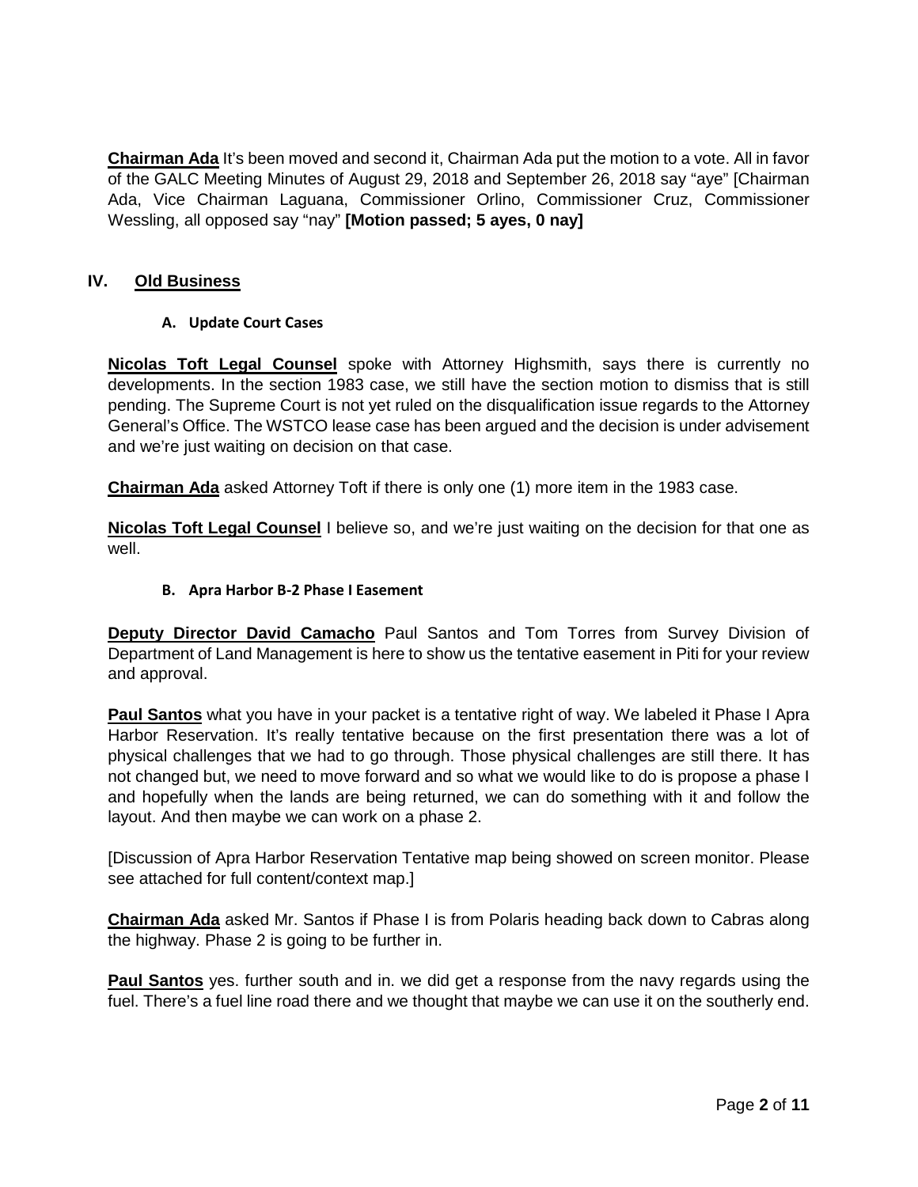**Chairman Ada** It's been moved and second it, Chairman Ada put the motion to a vote. All in favor of the GALC Meeting Minutes of August 29, 2018 and September 26, 2018 say "aye" [Chairman Ada, Vice Chairman Laguana, Commissioner Orlino, Commissioner Cruz, Commissioner Wessling, all opposed say "nay" **[Motion passed; 5 ayes, 0 nay]**

## IV. Old Business

### A. Update Court Cases

**Nicolas Toft Legal Counsel** spoke with Attorney Highsmith, says there is currently no developments. In the section 1983 case, we still have the section motion to dismiss that is still pending. The Supreme Court is not yet ruled on the disqualification issue regards to the Attorney General's Office. The WSTCO lease case has been argued and the decision is under advisement and we're just waiting on decision on that case.

**Chairman Ada** asked Attorney Toft if there is only one (1) more item in the 1983 case.

**Nicolas Toft Legal Counsel** I believe so, and we're just waiting on the decision for that one as well.

### B. Apra Harbor B-2 Phase I Easement

**Deputy Director David Camacho** Paul Santos and Tom Torres from Survey Division of Department of Land Management is here to show us the tentative easement in Piti for your review and approval.

**Paul Santos** what you have in your packet is a tentative right of way. We labeled it Phase I Apra Harbor Reservation. It's really tentative because on the first presentation there was a lot of physical challenges that we had to go through. Those physical challenges are still there. It has not changed but, we need to move forward and so what we would like to do is propose a phase I and hopefully when the lands are being returned, we can do something with it and follow the layout. And then maybe we can work on a phase 2.

[Discussion of Apra Harbor Reservation Tentative map being showed on screen monitor. Please see attached for full content/context map.]

**Chairman Ada** asked Mr. Santos if Phase I is from Polaris heading back down to Cabras along the highway. Phase 2 is going to be further in.

**Paul Santos** yes. further south and in. we did get a response from the navy regards using the fuel. There's a fuel line road there and we thought that maybe we can use it on the southerly end.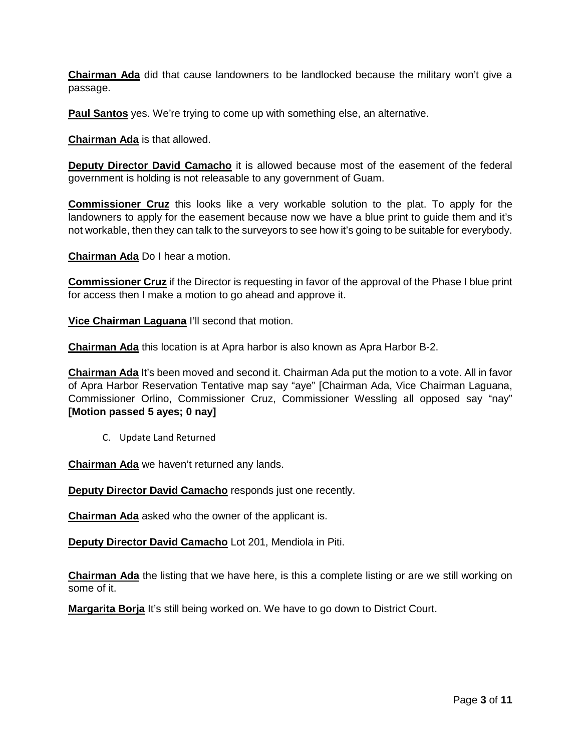**Chairman Ada** did that cause landowners to be landlocked because the military won't give a passage.

**Paul Santos** yes. We're trying to come up with something else, an alternative.

**Chairman Ada** is that allowed.

**Deputy Director David Camacho** it is allowed because most of the easement of the federal government is holding is not releasable to any government of Guam.

**Commissioner Cruz** this looks like a very workable solution to the plat. To apply for the landowners to apply for the easement because now we have a blue print to guide them and it's not workable, then they can talk to the surveyors to see how it's going to be suitable for everybody.

**Chairman Ada** Do I hear a motion.

**Commissioner Cruz** if the Director is requesting in favor of the approval of the Phase I blue print for access then I make a motion to go ahead and approve it.

**Vice Chairman Laguana** I'll second that motion.

**Chairman Ada** this location is at Apra harbor is also known as Apra Harbor B-2.

**Chairman Ada** It's been moved and second it. Chairman Ada put the motion to a vote. All in favor of Apra Harbor Reservation Tentative map say "aye" [Chairman Ada, Vice Chairman Laguana, Commissioner Orlino, Commissioner Cruz, Commissioner Wessling all opposed say "nay" **[Motion passed 5 ayes; 0 nay]**

C. Update Land Returned

**Chairman Ada** we haven't returned any lands.

**Deputy Director David Camacho** responds just one recently.

**Chairman Ada** asked who the owner of the applicant is.

**Deputy Director David Camacho** Lot 201, Mendiola in Piti.

**Chairman Ada** the listing that we have here, is this a complete listing or are we still working on some of it.

**Margarita Borja** It's still being worked on. We have to go down to District Court.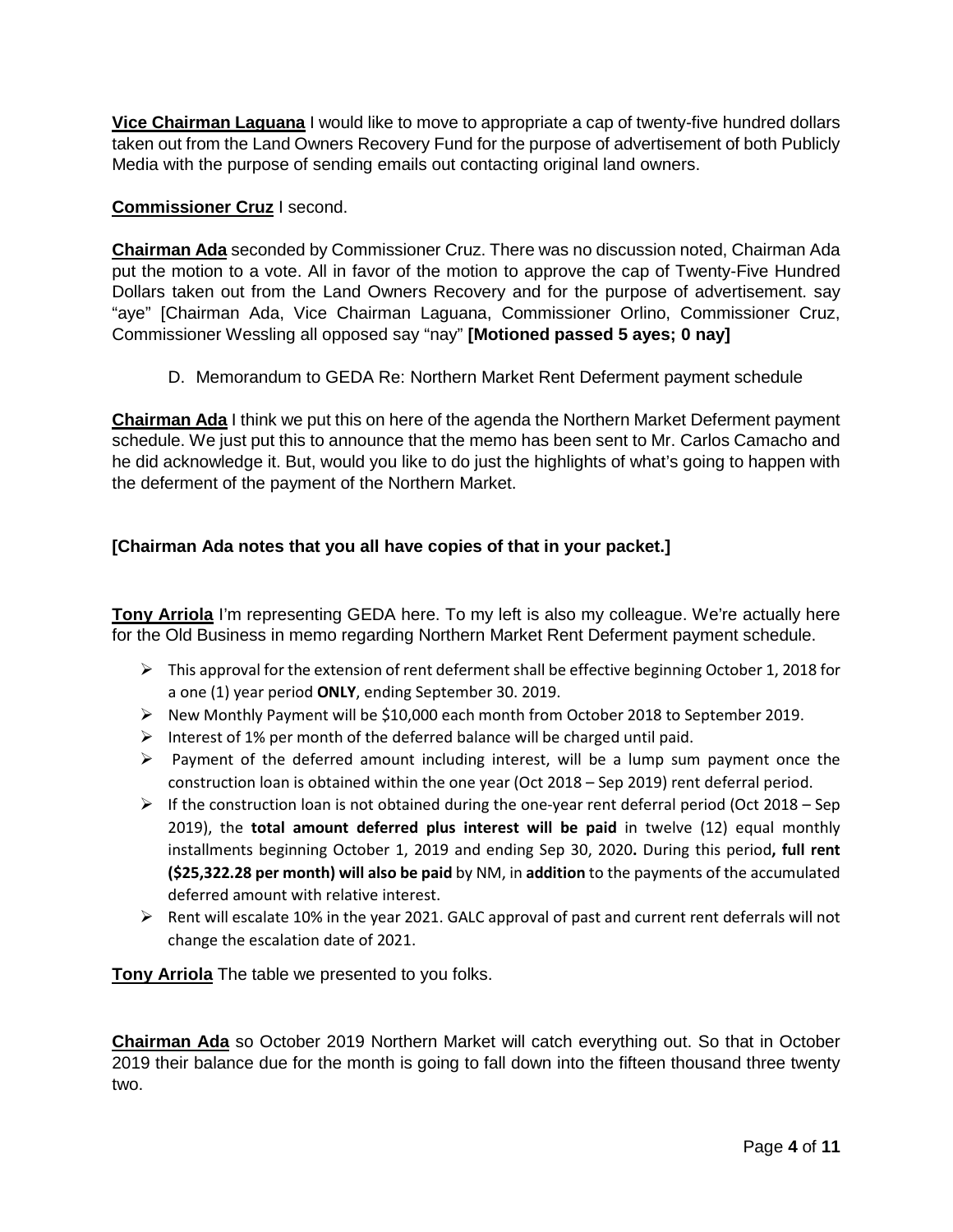**Vice Chairman Laguana** I would like to move to appropriate a cap of twenty-five hundred dollars taken out from the Land Owners Recovery Fund for the purpose of advertisement of both Publicly Media with the purpose of sending emails out contacting original land owners.

**Commissioner Cruz** I second.

**Chairman Ada** seconded by Commissioner Cruz. There was no discussion noted, Chairman Ada put the motion to a vote. All in favor of the motion to approve the cap of Twenty-Five Hundred Dollars taken out from the Land Owners Recovery and for the purpose of advertisement. say "aye" [Chairman Ada, Vice Chairman Laguana, Commissioner Orlino, Commissioner Cruz, Commissioner Wessling all opposed say "nay" **[Motioned passed 5 ayes; 0 nay]**

D. Memorandum to GEDA Re: Northern Market Rent Deferment payment schedule

**Chairman Ada** I think we put this on here of the agenda the Northern Market Deferment payment schedule. We just put this to announce that the memo has been sent to Mr. Carlos Camacho and he did acknowledge it. But, would you like to do just the highlights of what's going to happen with the deferment of the payment of the Northern Market.

**[Chairman Ada notes that you all have copies of that in your packet.]**

**Tony Arriola** I'm representing GEDA here. To my left is also my colleague. We're actually here for the Old Business in memo regarding Northern Market Rent Deferment payment schedule.

- This approval for the extension of rent deferment shall be effective beginning October 1, 2018 for a one (1) year period **ONLY**, ending September 30. 2019.
- New Monthly Payment will be $10,000 each month from October 2018 to September 2019.
- Interest of 1% per month of the deferred balance will be charged until paid.
- Payment of the deferred amount including interest, will be a lump sum payment once the construction loan is obtained within the one year (Oct 2018 – Sep 2019) rent deferral period.
- If the construction loan is not obtained during the one-year rent deferral period (Oct 2018 – Sep 2019), the **total amount deferred plus interest will be paid** in twelve (12) equal monthly installments beginning October 1, 2019 and ending Sep 30, 2020**.** During this period**, full rent ($25,322.28 per month) will also be paid** by NM, in **addition** to the payments of the accumulated deferred amount with relative interest.
- Rent will escalate 10% in the year 2021. GALC approval of past and current rent deferrals will not change the escalation date of 2021.

**Tony Arriola** The table we presented to you folks.

**Chairman Ada** so October 2019 Northern Market will catch everything out. So that in October 2019 their balance due for the month is going to fall down into the fifteen thousand three twenty two.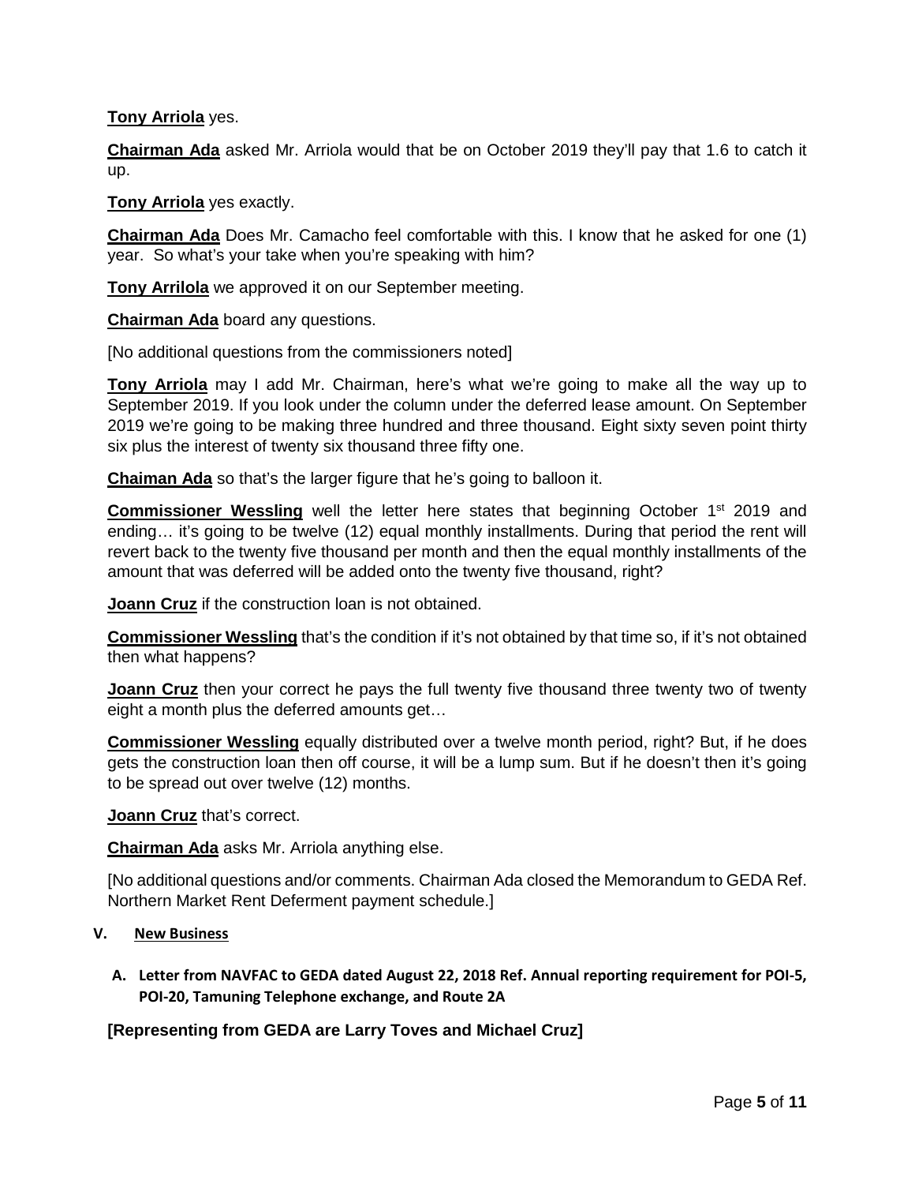**Tony Arriola** yes.

**Chairman Ada** asked Mr. Arriola would that be on October 2019 they'll pay that 1.6 to catch it up.

**Tony Arriola** yes exactly.

**Chairman Ada** Does Mr. Camacho feel comfortable with this. I know that he asked for one (1) year. So what's your take when you're speaking with him?

**Tony Arrilola** we approved it on our September meeting.

**Chairman Ada** board any questions.

[No additional questions from the commissioners noted]

**Tony Arriola** may I add Mr. Chairman, here's what we're going to make all the way up to September 2019. If you look under the column under the deferred lease amount. On September 2019 we're going to be making three hundred and three thousand. Eight sixty seven point thirty six plus the interest of twenty six thousand three fifty one.

**Chaiman Ada** so that's the larger figure that he's going to balloon it.

**Commissioner Wessling** well the letter here states that beginning October 1st 2019 and ending… it's going to be twelve (12) equal monthly installments. During that period the rent will revert back to the twenty five thousand per month and then the equal monthly installments of the amount that was deferred will be added onto the twenty five thousand, right?

**Joann Cruz** if the construction loan is not obtained.

**Commissioner Wessling** that's the condition if it's not obtained by that time so, if it's not obtained then what happens?

**Joann Cruz** then your correct he pays the full twenty five thousand three twenty two of twenty eight a month plus the deferred amounts get…

**Commissioner Wessling** equally distributed over a twelve month period, right? But, if he does gets the construction loan then off course, it will be a lump sum. But if he doesn't then it's going to be spread out over twelve (12) months.

**Joann Cruz** that's correct.

**Chairman Ada** asks Mr. Arriola anything else.

[No additional questions and/or comments. Chairman Ada closed the Memorandum to GEDA Ref. Northern Market Rent Deferment payment schedule.]

## V. New Business

### A. Letter from NAVFAC to GEDA dated August 22, 2018 Ref. Annual reporting requirement for POI-5, POI-20, Tamuning Telephone exchange, and Route 2A

**[Representing from GEDA are Larry Toves and Michael Cruz]**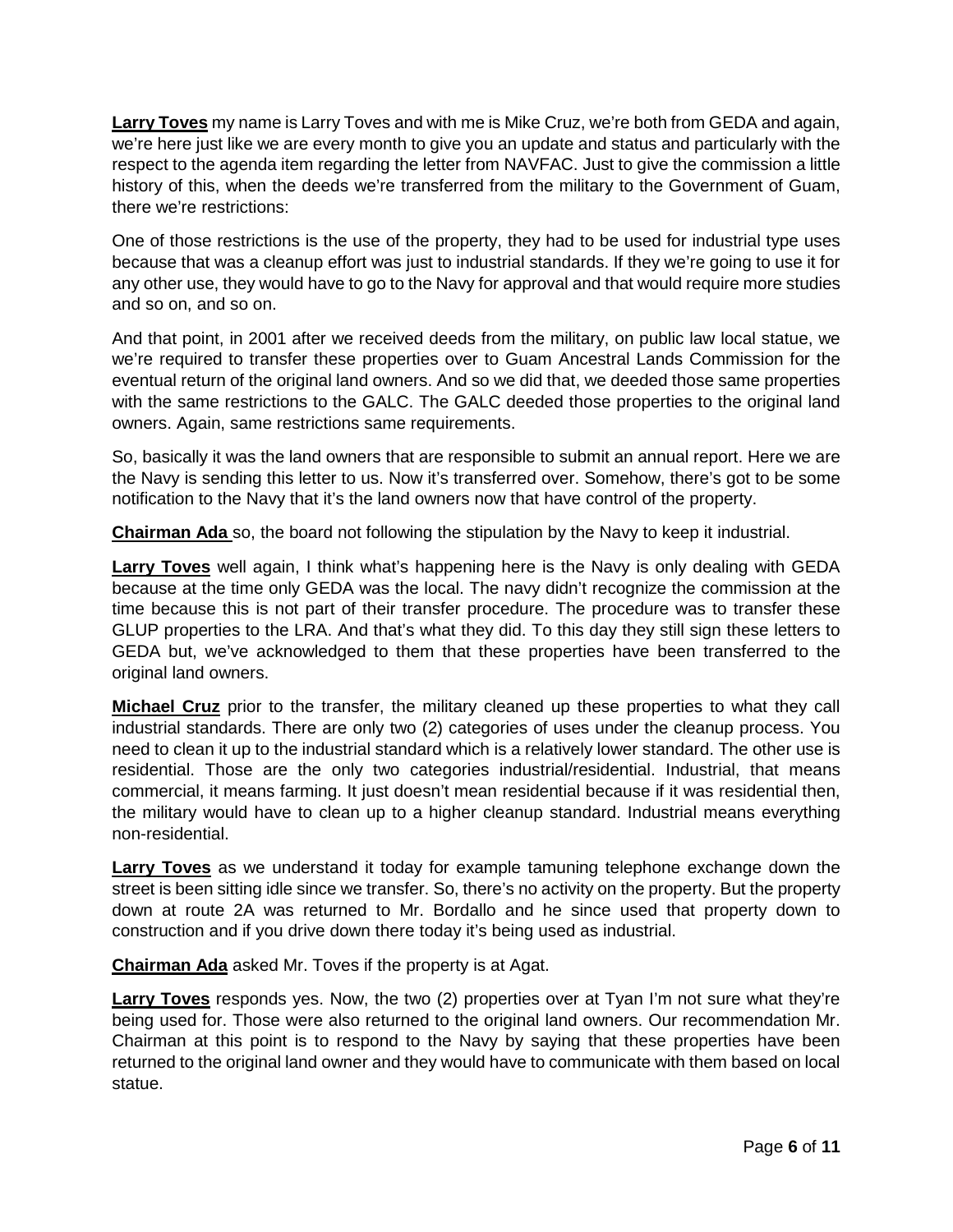**Larry Toves** my name is Larry Toves and with me is Mike Cruz, we're both from GEDA and again, we're here just like we are every month to give you an update and status and particularly with the respect to the agenda item regarding the letter from NAVFAC. Just to give the commission a little history of this, when the deeds we're transferred from the military to the Government of Guam, there we're restrictions:

One of those restrictions is the use of the property, they had to be used for industrial type uses because that was a cleanup effort was just to industrial standards. If they we're going to use it for any other use, they would have to go to the Navy for approval and that would require more studies and so on, and so on.

And that point, in 2001 after we received deeds from the military, on public law local statue, we we're required to transfer these properties over to Guam Ancestral Lands Commission for the eventual return of the original land owners. And so we did that, we deeded those same properties with the same restrictions to the GALC. The GALC deeded those properties to the original land owners. Again, same restrictions same requirements.

So, basically it was the land owners that are responsible to submit an annual report. Here we are the Navy is sending this letter to us. Now it's transferred over. Somehow, there's got to be some notification to the Navy that it's the land owners now that have control of the property.

**Chairman Ada** so, the board not following the stipulation by the Navy to keep it industrial.

**Larry Toves** well again, I think what's happening here is the Navy is only dealing with GEDA because at the time only GEDA was the local. The navy didn't recognize the commission at the time because this is not part of their transfer procedure. The procedure was to transfer these GLUP properties to the LRA. And that's what they did. To this day they still sign these letters to GEDA but, we've acknowledged to them that these properties have been transferred to the original land owners.

**Michael Cruz** prior to the transfer, the military cleaned up these properties to what they call industrial standards. There are only two (2) categories of uses under the cleanup process. You need to clean it up to the industrial standard which is a relatively lower standard. The other use is residential. Those are the only two categories industrial/residential. Industrial, that means commercial, it means farming. It just doesn't mean residential because if it was residential then, the military would have to clean up to a higher cleanup standard. Industrial means everything non-residential.

**Larry Toves** as we understand it today for example tamuning telephone exchange down the street is been sitting idle since we transfer. So, there's no activity on the property. But the property down at route 2A was returned to Mr. Bordallo and he since used that property down to construction and if you drive down there today it's being used as industrial.

**Chairman Ada** asked Mr. Toves if the property is at Agat.

**Larry Toves** responds yes. Now, the two (2) properties over at Tyan I'm not sure what they're being used for. Those were also returned to the original land owners. Our recommendation Mr. Chairman at this point is to respond to the Navy by saying that these properties have been returned to the original land owner and they would have to communicate with them based on local statue.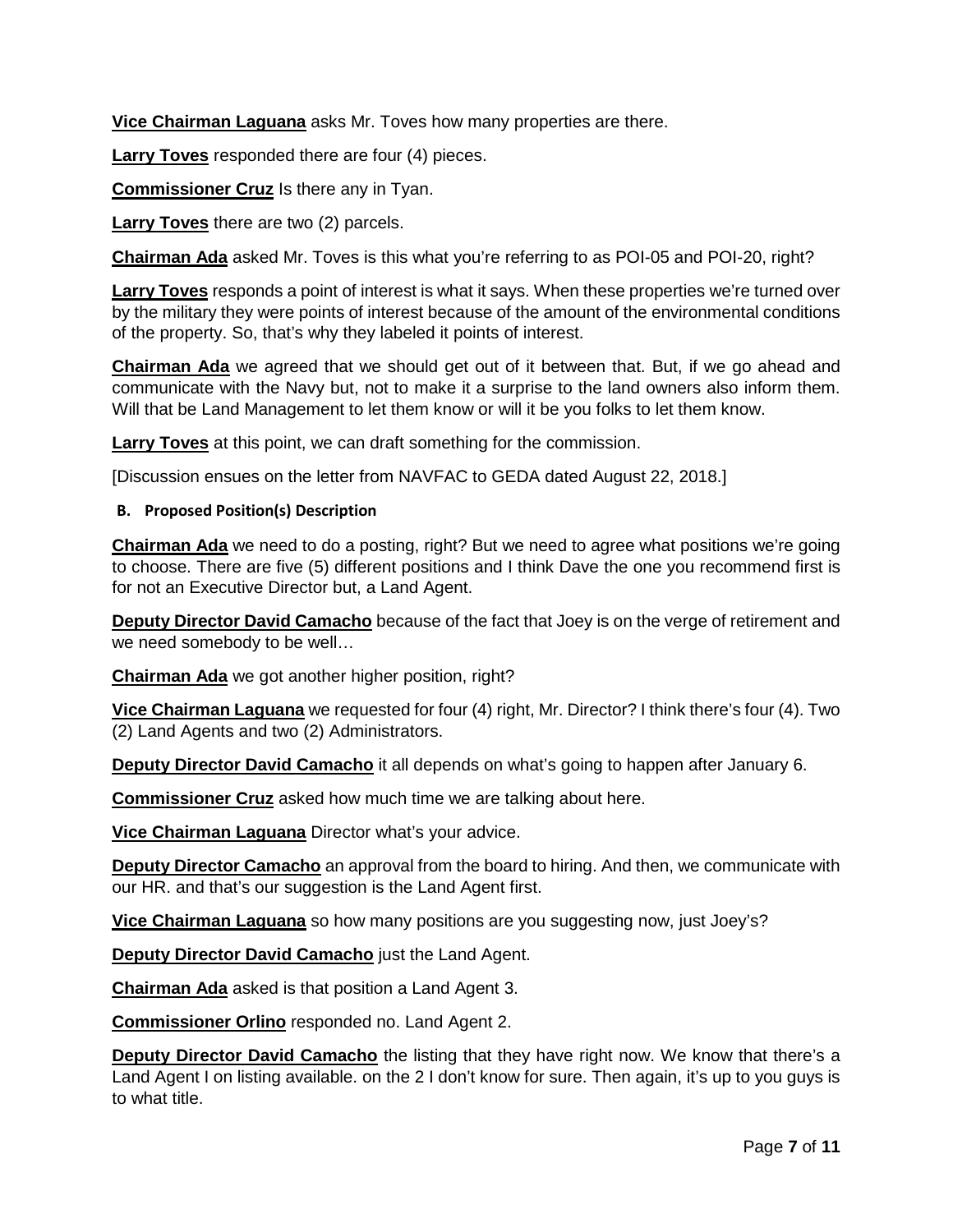**Vice Chairman Laguana** asks Mr. Toves how many properties are there.

**Larry Toves** responded there are four (4) pieces.

**Commissioner Cruz** Is there any in Tyan.

**Larry Toves** there are two (2) parcels.

**Chairman Ada** asked Mr. Toves is this what you're referring to as POI-05 and POI-20, right?

**Larry Toves** responds a point of interest is what it says. When these properties we're turned over by the military they were points of interest because of the amount of the environmental conditions of the property. So, that's why they labeled it points of interest.

**Chairman Ada** we agreed that we should get out of it between that. But, if we go ahead and communicate with the Navy but, not to make it a surprise to the land owners also inform them. Will that be Land Management to let them know or will it be you folks to let them know.

**Larry Toves** at this point, we can draft something for the commission.

[Discussion ensues on the letter from NAVFAC to GEDA dated August 22, 2018.]

**B. Proposed Position(s) Description**

**Chairman Ada** we need to do a posting, right? But we need to agree what positions we're going to choose. There are five (5) different positions and I think Dave the one you recommend first is for not an Executive Director but, a Land Agent.

**Deputy Director David Camacho** because of the fact that Joey is on the verge of retirement and we need somebody to be well…

**Chairman Ada** we got another higher position, right?

**Vice Chairman Laguana** we requested for four (4) right, Mr. Director? I think there's four (4). Two (2) Land Agents and two (2) Administrators.

**Deputy Director David Camacho** it all depends on what's going to happen after January 6.

**Commissioner Cruz** asked how much time we are talking about here.

**Vice Chairman Laguana** Director what's your advice.

**Deputy Director Camacho** an approval from the board to hiring. And then, we communicate with our HR. and that's our suggestion is the Land Agent first.

**Vice Chairman Laguana** so how many positions are you suggesting now, just Joey's?

**Deputy Director David Camacho** just the Land Agent.

**Chairman Ada** asked is that position a Land Agent 3.

**Commissioner Orlino** responded no. Land Agent 2.

**Deputy Director David Camacho** the listing that they have right now. We know that there's a Land Agent I on listing available. on the 2 I don't know for sure. Then again, it's up to you guys is to what title.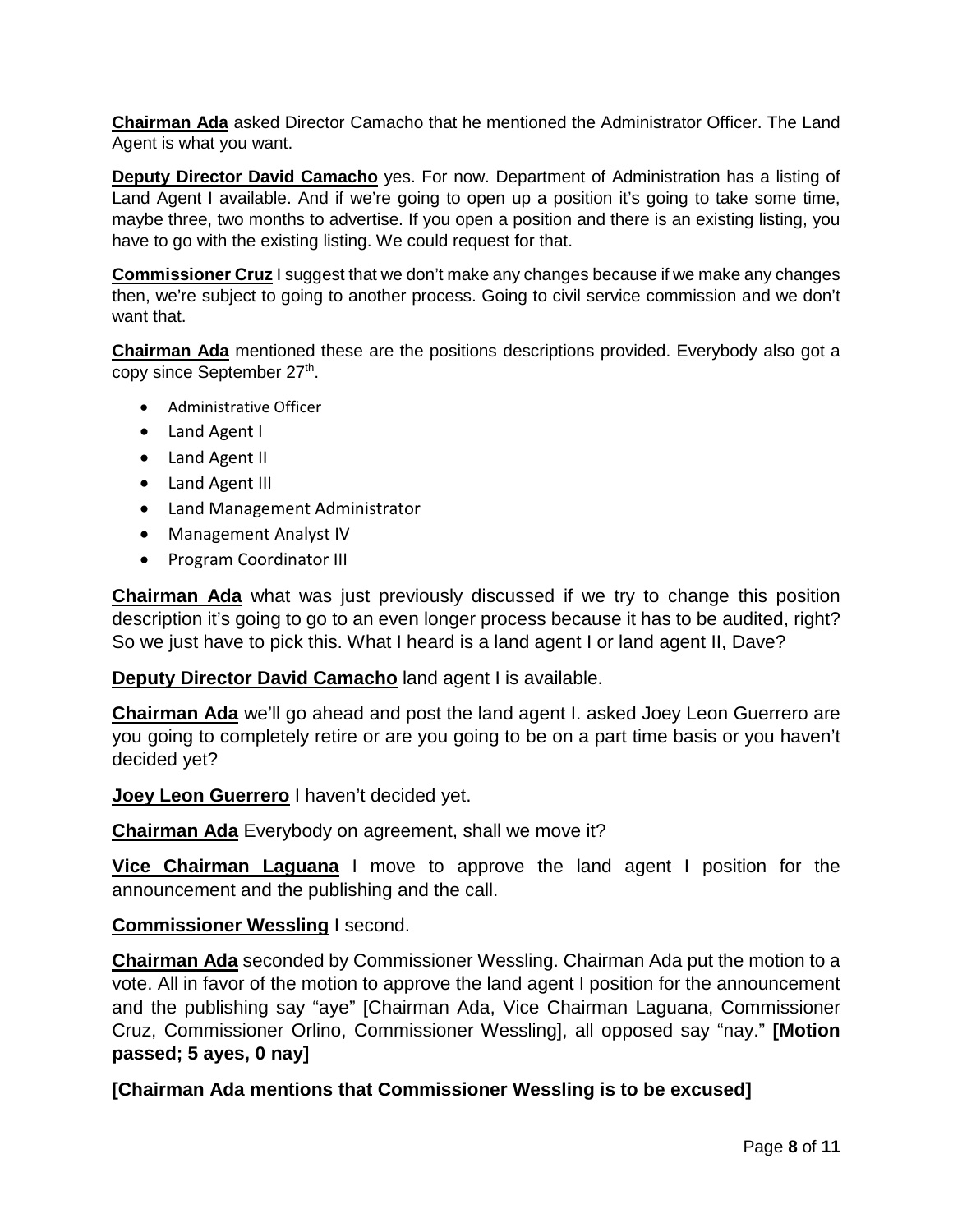**Chairman Ada** asked Director Camacho that he mentioned the Administrator Officer. The Land Agent is what you want.

**Deputy Director David Camacho** yes. For now. Department of Administration has a listing of Land Agent I available. And if we're going to open up a position it's going to take some time, maybe three, two months to advertise. If you open a position and there is an existing listing, you have to go with the existing listing. We could request for that.

**Commissioner Cruz** I suggest that we don't make any changes because if we make any changes then, we're subject to going to another process. Going to civil service commission and we don't want that.

**Chairman Ada** mentioned these are the positions descriptions provided. Everybody also got a copy since September 27th.

- Administrative Officer
- Land Agent I
- Land Agent II
- Land Agent III
- Land Management Administrator
- Management Analyst IV
- Program Coordinator III

**Chairman Ada** what was just previously discussed if we try to change this position description it's going to go to an even longer process because it has to be audited, right? So we just have to pick this. What I heard is a land agent I or land agent II, Dave?

**Deputy Director David Camacho** land agent I is available.

**Chairman Ada** we'll go ahead and post the land agent I. asked Joey Leon Guerrero are you going to completely retire or are you going to be on a part time basis or you haven't decided yet?

**Joey Leon Guerrero** I haven't decided yet.

**Chairman Ada** Everybody on agreement, shall we move it?

**Vice Chairman Laguana** I move to approve the land agent I position for the announcement and the publishing and the call.

**Commissioner Wessling** I second.

**Chairman Ada** seconded by Commissioner Wessling. Chairman Ada put the motion to a vote. All in favor of the motion to approve the land agent I position for the announcement and the publishing say "aye" [Chairman Ada, Vice Chairman Laguana, Commissioner Cruz, Commissioner Orlino, Commissioner Wessling], all opposed say "nay." **[Motion passed; 5 ayes, 0 nay]**

**[Chairman Ada mentions that Commissioner Wessling is to be excused]**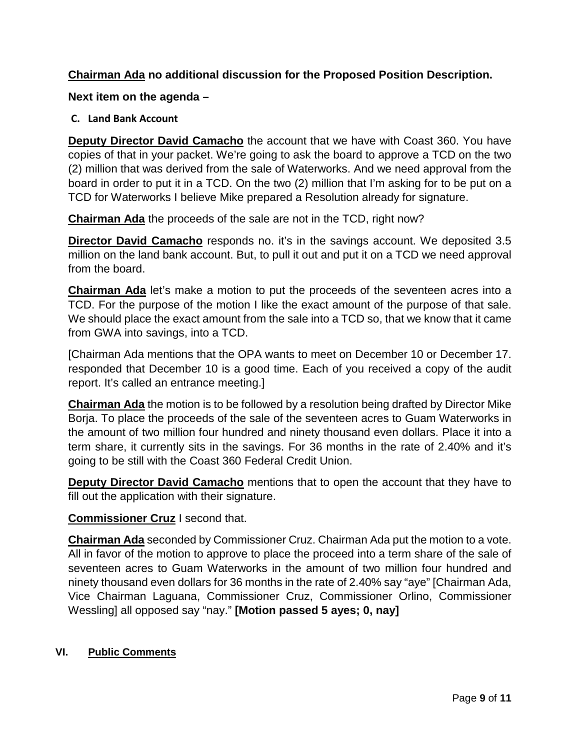**Chairman Ada no additional discussion for the Proposed Position Description.**

**Next item on the agenda –**

**C. Land Bank Account**

**Deputy Director David Camacho** the account that we have with Coast 360. You have copies of that in your packet. We're going to ask the board to approve a TCD on the two (2) million that was derived from the sale of Waterworks. And we need approval from the board in order to put it in a TCD. On the two (2) million that I'm asking for to be put on a TCD for Waterworks I believe Mike prepared a Resolution already for signature.

**Chairman Ada** the proceeds of the sale are not in the TCD, right now?

**Director David Camacho** responds no. it's in the savings account. We deposited 3.5 million on the land bank account. But, to pull it out and put it on a TCD we need approval from the board.

**Chairman Ada** let's make a motion to put the proceeds of the seventeen acres into a TCD. For the purpose of the motion I like the exact amount of the purpose of that sale. We should place the exact amount from the sale into a TCD so, that we know that it came from GWA into savings, into a TCD.

[Chairman Ada mentions that the OPA wants to meet on December 10 or December 17. responded that December 10 is a good time. Each of you received a copy of the audit report. It's called an entrance meeting.]

**Chairman Ada** the motion is to be followed by a resolution being drafted by Director Mike Borja. To place the proceeds of the sale of the seventeen acres to Guam Waterworks in the amount of two million four hundred and ninety thousand even dollars. Place it into a term share, it currently sits in the savings. For 36 months in the rate of 2.40% and it's going to be still with the Coast 360 Federal Credit Union.

**Deputy Director David Camacho** mentions that to open the account that they have to fill out the application with their signature.

**Commissioner Cruz** I second that.

**Chairman Ada** seconded by Commissioner Cruz. Chairman Ada put the motion to a vote. All in favor of the motion to approve to place the proceed into a term share of the sale of seventeen acres to Guam Waterworks in the amount of two million four hundred and ninety thousand even dollars for 36 months in the rate of 2.40% say "aye" [Chairman Ada, Vice Chairman Laguana, Commissioner Cruz, Commissioner Orlino, Commissioner Wessling] all opposed say "nay." **[Motion passed 5 ayes; 0, nay]**

## VI. Public Comments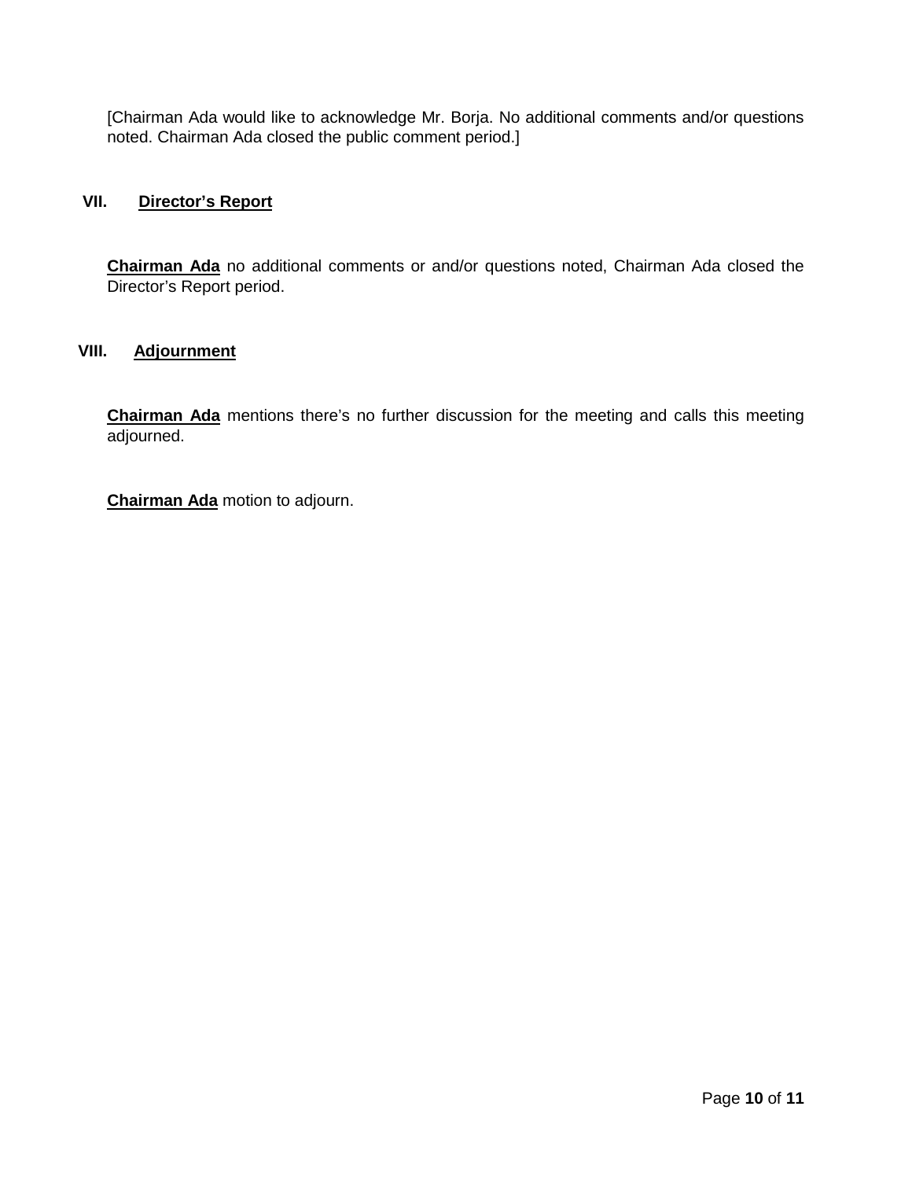[Chairman Ada would like to acknowledge Mr. Borja. No additional comments and/or questions noted. Chairman Ada closed the public comment period.]

## VII. Director's Report

**Chairman Ada** no additional comments or and/or questions noted, Chairman Ada closed the Director's Report period.

## VIII. Adjournment

**Chairman Ada** mentions there's no further discussion for the meeting and calls this meeting adjourned.

**Chairman Ada** motion to adjourn.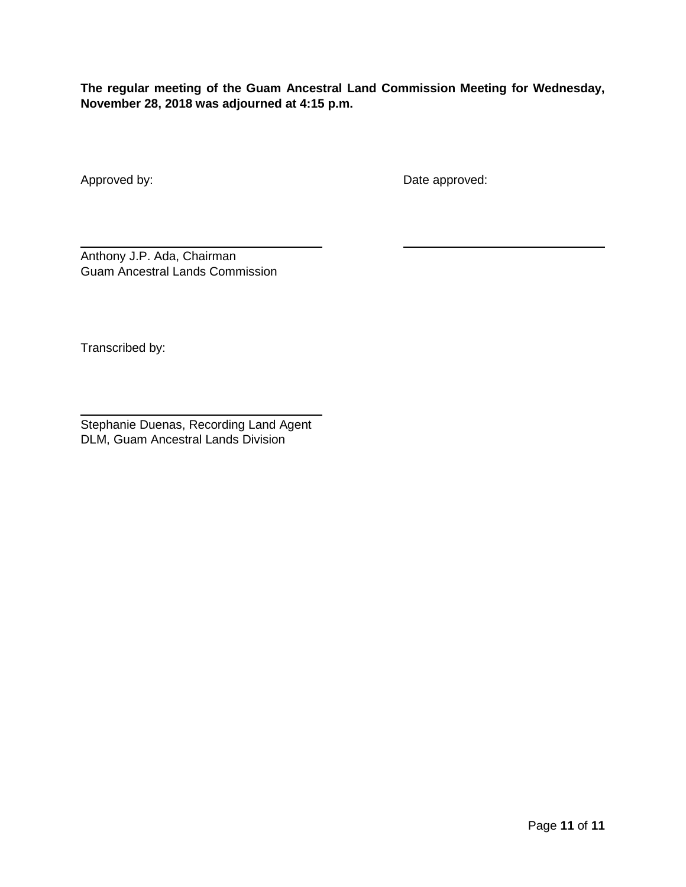**The regular meeting of the Guam Ancestral Land Commission Meeting for Wednesday, November 28, 2018 was adjourned at 4:15 p.m.**

Approved by: Date approved:

\_\_\_\_\_\_\_\_\_\_\_\_\_\_\_\_\_\_\_\_\_\_\_\_\_\_\_\_\_\_\_\_ \_\_\_\_\_\_\_\_\_\_\_\_\_\_\_\_\_\_\_\_\_\_\_\_\_\_\_\_\_\_\_\_

Anthony J.P. Ada, Chairman
Guam Ancestral Lands Commission

Transcribed by:

\_\_\_\_\_\_\_\_\_\_\_\_\_\_\_\_\_\_\_\_\_\_\_\_\_\_\_\_\_\_\_\_

Stephanie Duenas, Recording Land Agent
DLM, Guam Ancestral Lands Division